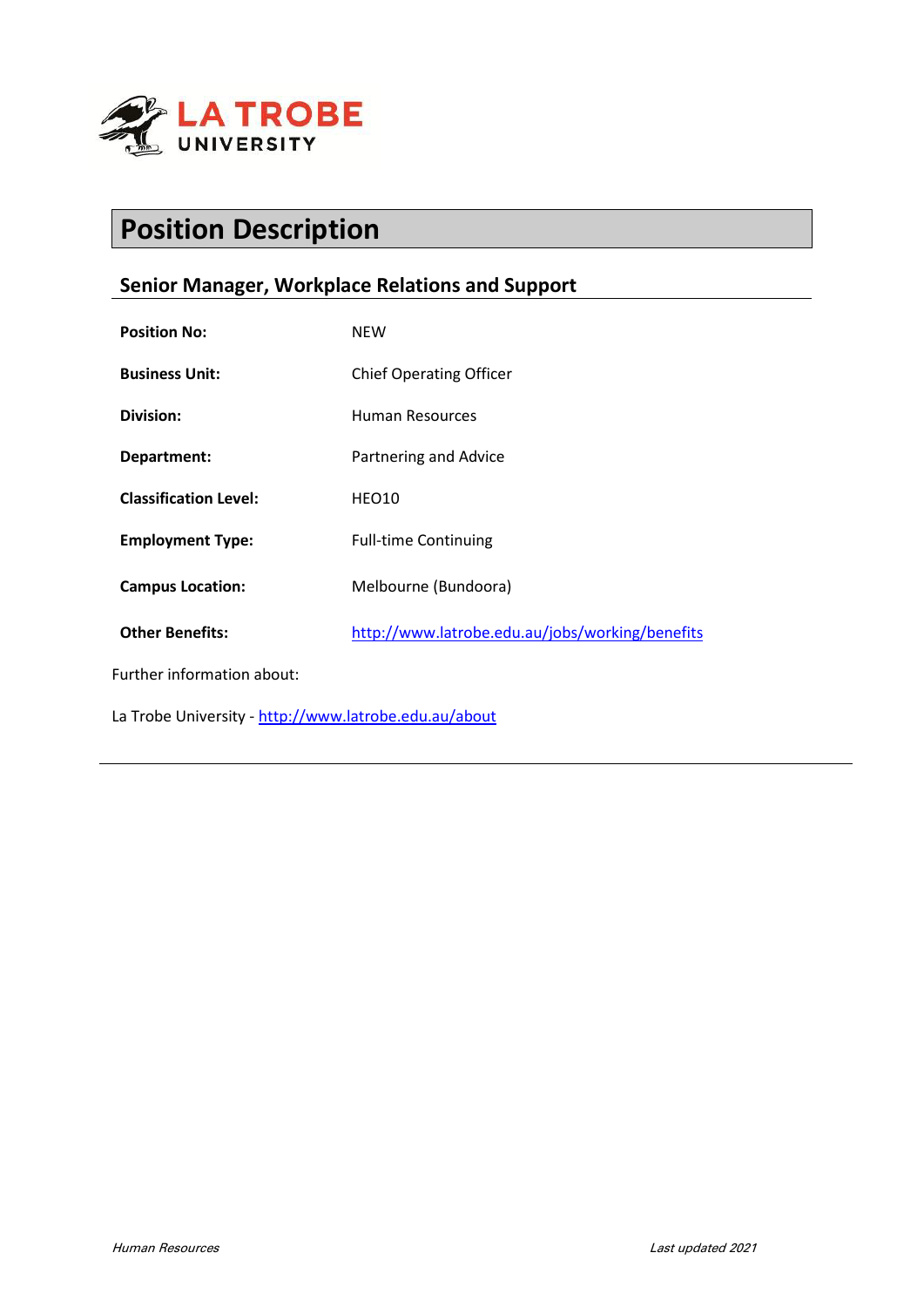# Position Description

## Senior Manager, Workplace Relations and Support

| | |
|---|---|
| **Position No:** | NEW |
| **Business Unit:** | Chief Operating Officer |
| **Division:** | Human Resources |
| **Department:** | Partnering and Advice |
| **Classification Level:** | HEO10 |
| **Employment Type:** | Full-time Continuing |
| **Campus Location:** | Melbourne (Bundoora) |
| **Other Benefits:** | http://www.latrobe.edu.au/jobs/working/benefits |

Further information about:

La Trobe University - http://www.latrobe.edu.au/about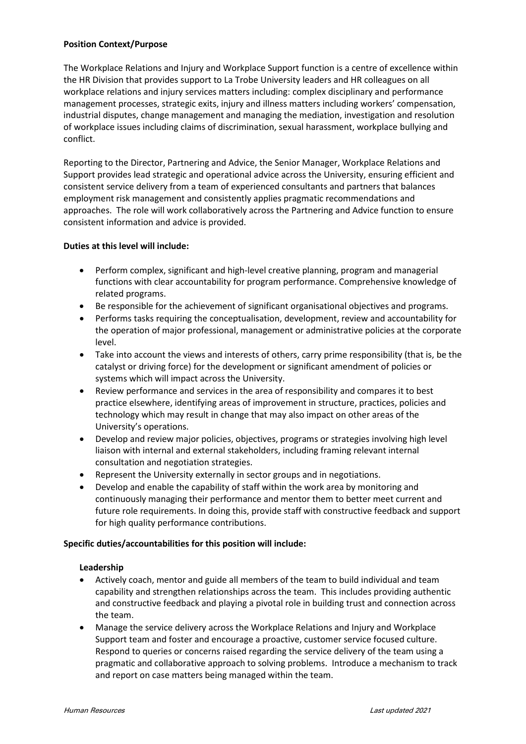**Position Context/Purpose**

The Workplace Relations and Injury and Workplace Support function is a centre of excellence within the HR Division that provides support to La Trobe University leaders and HR colleagues on all workplace relations and injury services matters including: complex disciplinary and performance management processes, strategic exits, injury and illness matters including workers' compensation, industrial disputes, change management and managing the mediation, investigation and resolution of workplace issues including claims of discrimination, sexual harassment, workplace bullying and conflict.

Reporting to the Director, Partnering and Advice, the Senior Manager, Workplace Relations and Support provides lead strategic and operational advice across the University, ensuring efficient and consistent service delivery from a team of experienced consultants and partners that balances employment risk management and consistently applies pragmatic recommendations and approaches. The role will work collaboratively across the Partnering and Advice function to ensure consistent information and advice is provided.

**Duties at this level will include:**

- Perform complex, significant and high-level creative planning, program and managerial functions with clear accountability for program performance. Comprehensive knowledge of related programs.
- Be responsible for the achievement of significant organisational objectives and programs.
- Performs tasks requiring the conceptualisation, development, review and accountability for the operation of major professional, management or administrative policies at the corporate level.
- Take into account the views and interests of others, carry prime responsibility (that is, be the catalyst or driving force) for the development or significant amendment of policies or systems which will impact across the University.
- Review performance and services in the area of responsibility and compares it to best practice elsewhere, identifying areas of improvement in structure, practices, policies and technology which may result in change that may also impact on other areas of the University's operations.
- Develop and review major policies, objectives, programs or strategies involving high level liaison with internal and external stakeholders, including framing relevant internal consultation and negotiation strategies.
- Represent the University externally in sector groups and in negotiations.
- Develop and enable the capability of staff within the work area by monitoring and continuously managing their performance and mentor them to better meet current and future role requirements. In doing this, provide staff with constructive feedback and support for high quality performance contributions.

**Specific duties/accountabilities for this position will include:**

**Leadership**

- Actively coach, mentor and guide all members of the team to build individual and team capability and strengthen relationships across the team. This includes providing authentic and constructive feedback and playing a pivotal role in building trust and connection across the team.
- Manage the service delivery across the Workplace Relations and Injury and Workplace Support team and foster and encourage a proactive, customer service focused culture. Respond to queries or concerns raised regarding the service delivery of the team using a pragmatic and collaborative approach to solving problems. Introduce a mechanism to track and report on case matters being managed within the team.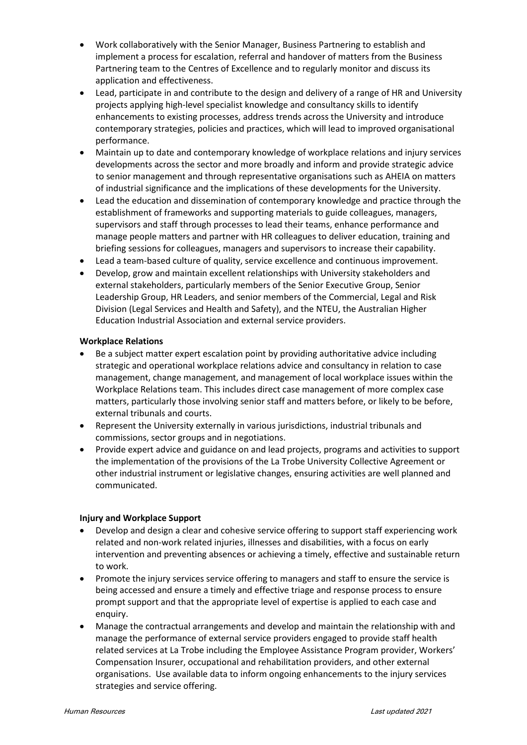- Work collaboratively with the Senior Manager, Business Partnering to establish and implement a process for escalation, referral and handover of matters from the Business Partnering team to the Centres of Excellence and to regularly monitor and discuss its application and effectiveness.
- Lead, participate in and contribute to the design and delivery of a range of HR and University projects applying high-level specialist knowledge and consultancy skills to identify enhancements to existing processes, address trends across the University and introduce contemporary strategies, policies and practices, which will lead to improved organisational performance.
- Maintain up to date and contemporary knowledge of workplace relations and injury services developments across the sector and more broadly and inform and provide strategic advice to senior management and through representative organisations such as AHEIA on matters of industrial significance and the implications of these developments for the University.
- Lead the education and dissemination of contemporary knowledge and practice through the establishment of frameworks and supporting materials to guide colleagues, managers, supervisors and staff through processes to lead their teams, enhance performance and manage people matters and partner with HR colleagues to deliver education, training and briefing sessions for colleagues, managers and supervisors to increase their capability.
- Lead a team-based culture of quality, service excellence and continuous improvement.
- Develop, grow and maintain excellent relationships with University stakeholders and external stakeholders, particularly members of the Senior Executive Group, Senior Leadership Group, HR Leaders, and senior members of the Commercial, Legal and Risk Division (Legal Services and Health and Safety), and the NTEU, the Australian Higher Education Industrial Association and external service providers.

**Workplace Relations**

- Be a subject matter expert escalation point by providing authoritative advice including strategic and operational workplace relations advice and consultancy in relation to case management, change management, and management of local workplace issues within the Workplace Relations team. This includes direct case management of more complex case matters, particularly those involving senior staff and matters before, or likely to be before, external tribunals and courts.
- Represent the University externally in various jurisdictions, industrial tribunals and commissions, sector groups and in negotiations.
- Provide expert advice and guidance on and lead projects, programs and activities to support the implementation of the provisions of the La Trobe University Collective Agreement or other industrial instrument or legislative changes, ensuring activities are well planned and communicated.

**Injury and Workplace Support**

- Develop and design a clear and cohesive service offering to support staff experiencing work related and non-work related injuries, illnesses and disabilities, with a focus on early intervention and preventing absences or achieving a timely, effective and sustainable return to work.
- Promote the injury services service offering to managers and staff to ensure the service is being accessed and ensure a timely and effective triage and response process to ensure prompt support and that the appropriate level of expertise is applied to each case and enquiry.
- Manage the contractual arrangements and develop and maintain the relationship with and manage the performance of external service providers engaged to provide staff health related services at La Trobe including the Employee Assistance Program provider, Workers' Compensation Insurer, occupational and rehabilitation providers, and other external organisations. Use available data to inform ongoing enhancements to the injury services strategies and service offering.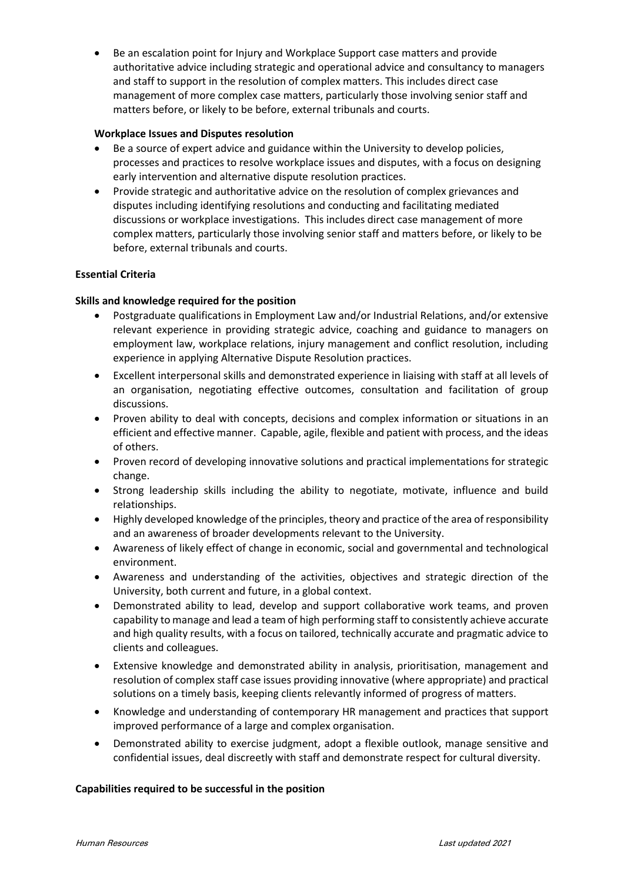- Be an escalation point for Injury and Workplace Support case matters and provide authoritative advice including strategic and operational advice and consultancy to managers and staff to support in the resolution of complex matters. This includes direct case management of more complex case matters, particularly those involving senior staff and matters before, or likely to be before, external tribunals and courts.

**Workplace Issues and Disputes resolution**

- Be a source of expert advice and guidance within the University to develop policies, processes and practices to resolve workplace issues and disputes, with a focus on designing early intervention and alternative dispute resolution practices.
- Provide strategic and authoritative advice on the resolution of complex grievances and disputes including identifying resolutions and conducting and facilitating mediated discussions or workplace investigations. This includes direct case management of more complex matters, particularly those involving senior staff and matters before, or likely to be before, external tribunals and courts.

**Essential Criteria**

**Skills and knowledge required for the position**

- Postgraduate qualifications in Employment Law and/or Industrial Relations, and/or extensive relevant experience in providing strategic advice, coaching and guidance to managers on employment law, workplace relations, injury management and conflict resolution, including experience in applying Alternative Dispute Resolution practices.
- Excellent interpersonal skills and demonstrated experience in liaising with staff at all levels of an organisation, negotiating effective outcomes, consultation and facilitation of group discussions.
- Proven ability to deal with concepts, decisions and complex information or situations in an efficient and effective manner. Capable, agile, flexible and patient with process, and the ideas of others.
- Proven record of developing innovative solutions and practical implementations for strategic change.
- Strong leadership skills including the ability to negotiate, motivate, influence and build relationships.
- Highly developed knowledge of the principles, theory and practice of the area of responsibility and an awareness of broader developments relevant to the University.
- Awareness of likely effect of change in economic, social and governmental and technological environment.
- Awareness and understanding of the activities, objectives and strategic direction of the University, both current and future, in a global context.
- Demonstrated ability to lead, develop and support collaborative work teams, and proven capability to manage and lead a team of high performing staff to consistently achieve accurate and high quality results, with a focus on tailored, technically accurate and pragmatic advice to clients and colleagues.
- Extensive knowledge and demonstrated ability in analysis, prioritisation, management and resolution of complex staff case issues providing innovative (where appropriate) and practical solutions on a timely basis, keeping clients relevantly informed of progress of matters.
- Knowledge and understanding of contemporary HR management and practices that support improved performance of a large and complex organisation.
- Demonstrated ability to exercise judgment, adopt a flexible outlook, manage sensitive and confidential issues, deal discreetly with staff and demonstrate respect for cultural diversity.

**Capabilities required to be successful in the position**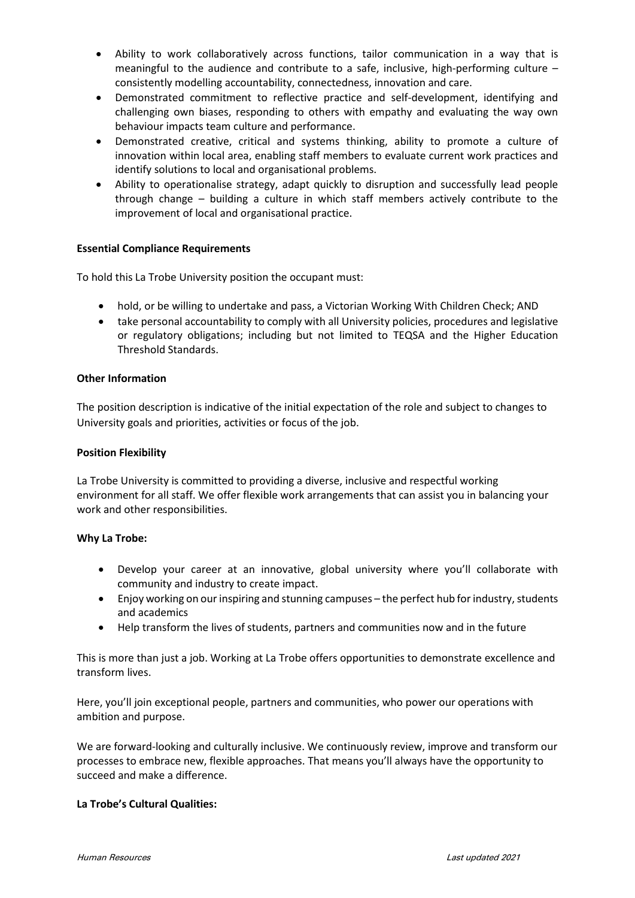- Ability to work collaboratively across functions, tailor communication in a way that is meaningful to the audience and contribute to a safe, inclusive, high-performing culture – consistently modelling accountability, connectedness, innovation and care.
- Demonstrated commitment to reflective practice and self-development, identifying and challenging own biases, responding to others with empathy and evaluating the way own behaviour impacts team culture and performance.
- Demonstrated creative, critical and systems thinking, ability to promote a culture of innovation within local area, enabling staff members to evaluate current work practices and identify solutions to local and organisational problems.
- Ability to operationalise strategy, adapt quickly to disruption and successfully lead people through change – building a culture in which staff members actively contribute to the improvement of local and organisational practice.

**Essential Compliance Requirements**

To hold this La Trobe University position the occupant must:

- hold, or be willing to undertake and pass, a Victorian Working With Children Check; AND
- take personal accountability to comply with all University policies, procedures and legislative or regulatory obligations; including but not limited to TEQSA and the Higher Education Threshold Standards.

**Other Information**

The position description is indicative of the initial expectation of the role and subject to changes to University goals and priorities, activities or focus of the job.

**Position Flexibility**

La Trobe University is committed to providing a diverse, inclusive and respectful working environment for all staff. We offer flexible work arrangements that can assist you in balancing your work and other responsibilities.

**Why La Trobe:**

- Develop your career at an innovative, global university where you'll collaborate with community and industry to create impact.
- Enjoy working on our inspiring and stunning campuses – the perfect hub for industry, students and academics
- Help transform the lives of students, partners and communities now and in the future

This is more than just a job. Working at La Trobe offers opportunities to demonstrate excellence and transform lives.

Here, you'll join exceptional people, partners and communities, who power our operations with ambition and purpose.

We are forward-looking and culturally inclusive. We continuously review, improve and transform our processes to embrace new, flexible approaches. That means you'll always have the opportunity to succeed and make a difference.

**La Trobe's Cultural Qualities:**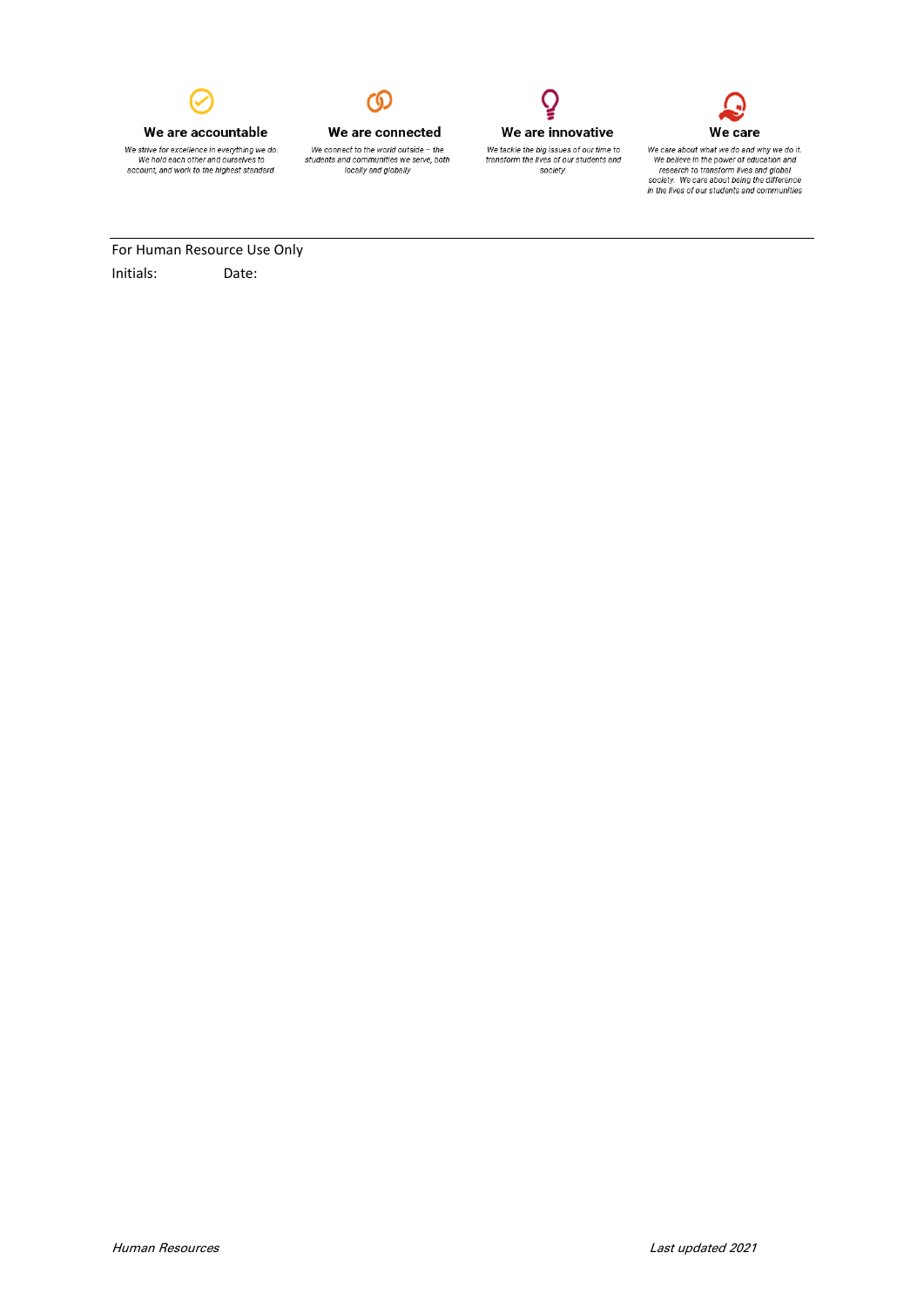**We are accountable**

*We strive for excellence in everything we do. We hold each other and ourselves to account, and work to the highest standard.*

**We are connected**

*We connect to the world outside – the students and communities we serve, both locally and globally*

**We are innovative**

*We tackle the big issues of our time to transform the lives of our students and society.*

**We care**

*We care about what we do and why we do it. We believe in the power of education and research to transform lives and global society. We care about being the difference in the lives of our students and communities*

---

For Human Resource Use Only

Initials: Date:

*Human Resources*

*Last updated 2021*